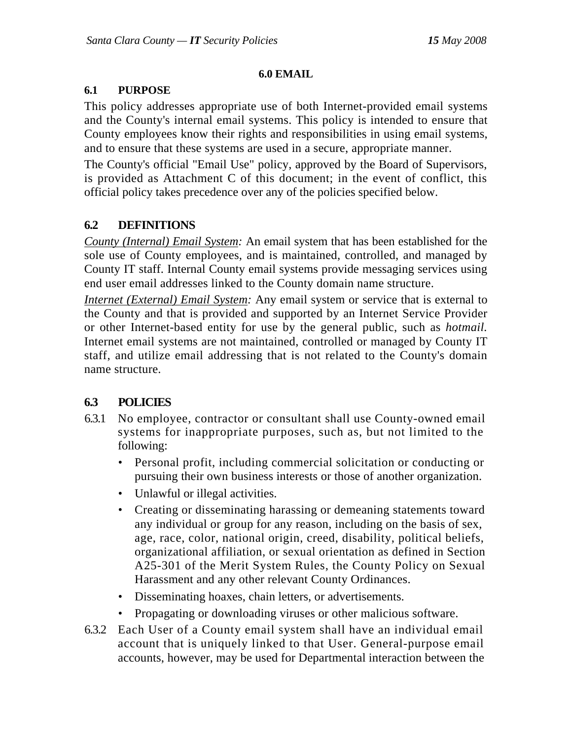# 6.0 EMAIL

## 6.1 PURPOSE

This policy addresses appropriate use of both Internet-provided email systems and the County's internal email systems. This policy is intended to ensure that County employees know their rights and responsibilities in using email systems, and to ensure that these systems are used in a secure, appropriate manner.

The County's official "Email Use" policy, approved by the Board of Supervisors, is provided as Attachment C of this document; in the event of conflict, this official policy takes precedence over any of the policies specified below.

## 6.2 DEFINITIONS

*County (Internal) Email System:* An email system that has been established for the sole use of County employees, and is maintained, controlled, and managed by County IT staff. Internal County email systems provide messaging services using end user email addresses linked to the County domain name structure.

*Internet (External) Email System:* Any email system or service that is external to the County and that is provided and supported by an Internet Service Provider or other Internet-based entity for use by the general public, such as *hotmail.* Internet email systems are not maintained, controlled or managed by County IT staff, and utilize email addressing that is not related to the County's domain name structure.

## 6.3 POLICIES

6.3.1 No employee, contractor or consultant shall use County-owned email systems for inappropriate purposes, such as, but not limited to the following:

- Personal profit, including commercial solicitation or conducting or pursuing their own business interests or those of another organization.
- Unlawful or illegal activities.
- Creating or disseminating harassing or demeaning statements toward any individual or group for any reason, including on the basis of sex, age, race, color, national origin, creed, disability, political beliefs, organizational affiliation, or sexual orientation as defined in Section A25-301 of the Merit System Rules, the County Policy on Sexual Harassment and any other relevant County Ordinances.
- Disseminating hoaxes, chain letters, or advertisements.
- Propagating or downloading viruses or other malicious software.

6.3.2 Each User of a County email system shall have an individual email account that is uniquely linked to that User. General-purpose email accounts, however, may be used for Departmental interaction between the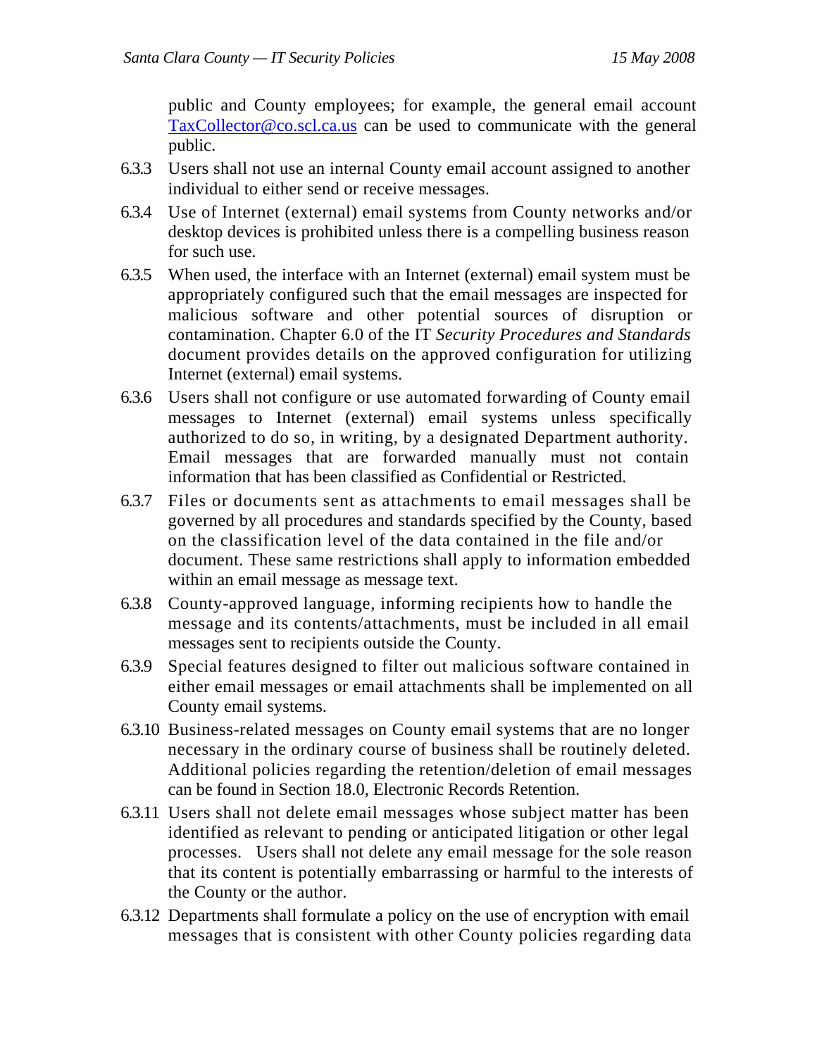public and County employees; for example, the general email account [TaxCollector@co.scl.ca.us](mailto:TaxCollector@co.scl.ca.us) can be used to communicate with the general public.

6.3.3 Users shall not use an internal County email account assigned to another individual to either send or receive messages.

6.3.4 Use of Internet (external) email systems from County networks and/or desktop devices is prohibited unless there is a compelling business reason for such use.

6.3.5 When used, the interface with an Internet (external) email system must be appropriately configured such that the email messages are inspected for malicious software and other potential sources of disruption or contamination. Chapter 6.0 of the IT *Security Procedures and Standards* document provides details on the approved configuration for utilizing Internet (external) email systems.

6.3.6 Users shall not configure or use automated forwarding of County email messages to Internet (external) email systems unless specifically authorized to do so, in writing, by a designated Department authority. Email messages that are forwarded manually must not contain information that has been classified as Confidential or Restricted.

6.3.7 Files or documents sent as attachments to email messages shall be governed by all procedures and standards specified by the County, based on the classification level of the data contained in the file and/or document. These same restrictions shall apply to information embedded within an email message as message text.

6.3.8 County-approved language, informing recipients how to handle the message and its contents/attachments, must be included in all email messages sent to recipients outside the County.

6.3.9 Special features designed to filter out malicious software contained in either email messages or email attachments shall be implemented on all County email systems.

6.3.10 Business-related messages on County email systems that are no longer necessary in the ordinary course of business shall be routinely deleted. Additional policies regarding the retention/deletion of email messages can be found in Section 18.0, Electronic Records Retention.

6.3.11 Users shall not delete email messages whose subject matter has been identified as relevant to pending or anticipated litigation or other legal processes. Users shall not delete any email message for the sole reason that its content is potentially embarrassing or harmful to the interests of the County or the author.

6.3.12 Departments shall formulate a policy on the use of encryption with email messages that is consistent with other County policies regarding data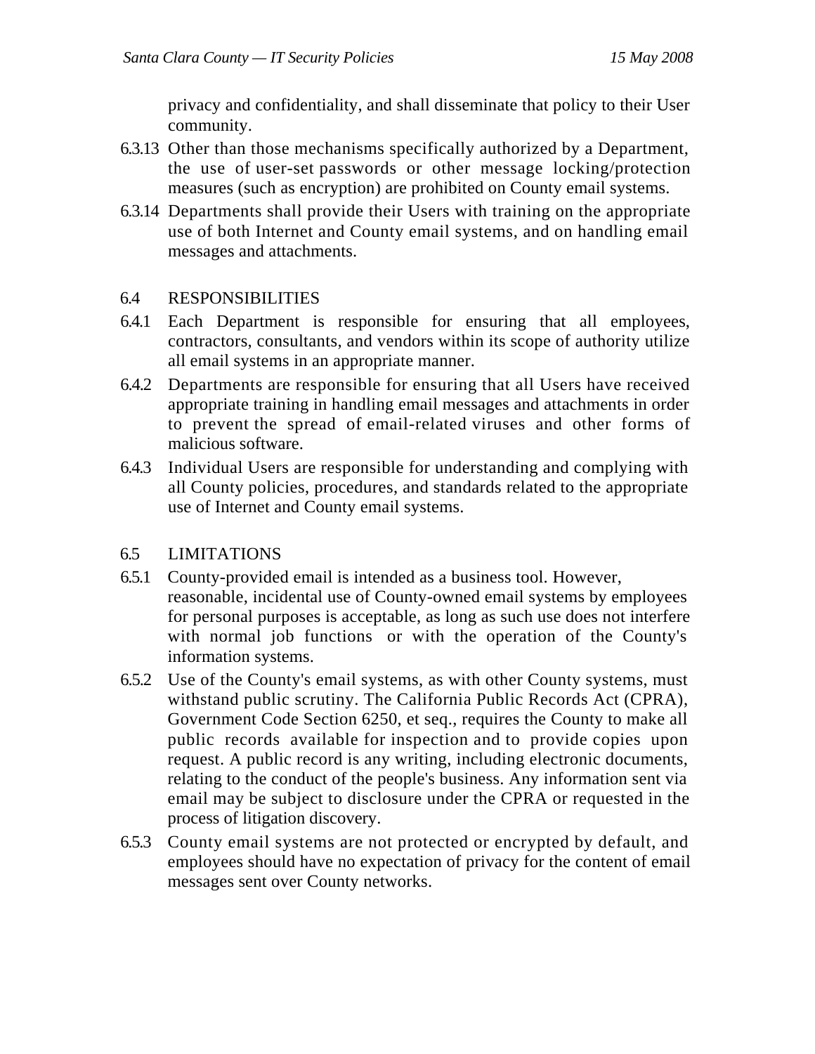privacy and confidentiality, and shall disseminate that policy to their User community.

6.3.13 Other than those mechanisms specifically authorized by a Department, the use of user-set passwords or other message locking/protection measures (such as encryption) are prohibited on County email systems.

6.3.14 Departments shall provide their Users with training on the appropriate use of both Internet and County email systems, and on handling email messages and attachments.

## 6.4 RESPONSIBILITIES

6.4.1 Each Department is responsible for ensuring that all employees, contractors, consultants, and vendors within its scope of authority utilize all email systems in an appropriate manner.

6.4.2 Departments are responsible for ensuring that all Users have received appropriate training in handling email messages and attachments in order to prevent the spread of email-related viruses and other forms of malicious software.

6.4.3 Individual Users are responsible for understanding and complying with all County policies, procedures, and standards related to the appropriate use of Internet and County email systems.

## 6.5 LIMITATIONS

6.5.1 County-provided email is intended as a business tool. However, reasonable, incidental use of County-owned email systems by employees for personal purposes is acceptable, as long as such use does not interfere with normal job functions or with the operation of the County's information systems.

6.5.2 Use of the County's email systems, as with other County systems, must withstand public scrutiny. The California Public Records Act (CPRA), Government Code Section 6250, et seq., requires the County to make all public records available for inspection and to provide copies upon request. A public record is any writing, including electronic documents, relating to the conduct of the people's business. Any information sent via email may be subject to disclosure under the CPRA or requested in the process of litigation discovery.

6.5.3 County email systems are not protected or encrypted by default, and employees should have no expectation of privacy for the content of email messages sent over County networks.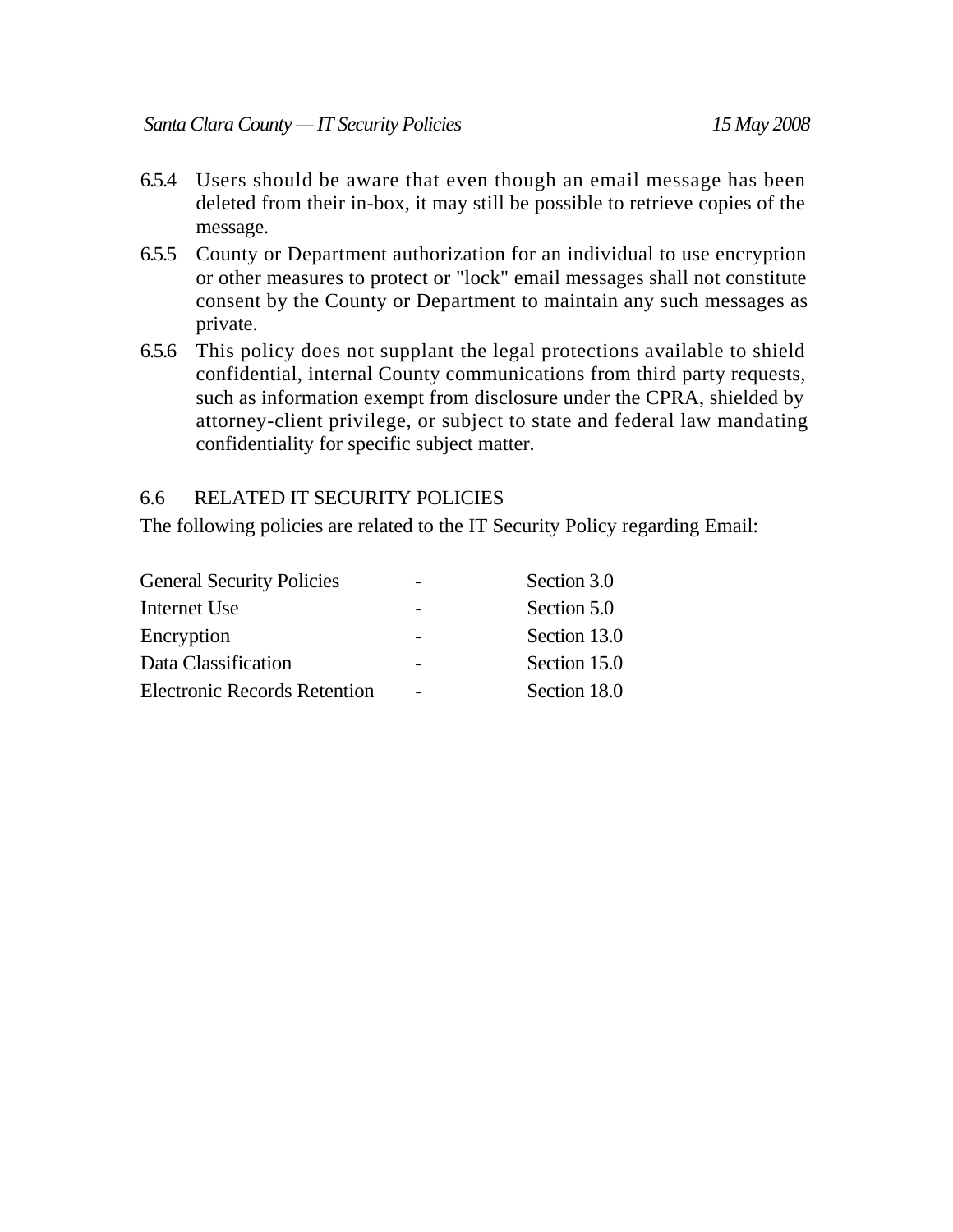6.5.4 Users should be aware that even though an email message has been deleted from their in-box, it may still be possible to retrieve copies of the message.

6.5.5 County or Department authorization for an individual to use encryption or other measures to protect or "lock" email messages shall not constitute consent by the County or Department to maintain any such messages as private.

6.5.6 This policy does not supplant the legal protections available to shield confidential, internal County communications from third party requests, such as information exempt from disclosure under the CPRA, shielded by attorney-client privilege, or subject to state and federal law mandating confidentiality for specific subject matter.

## 6.6 RELATED IT SECURITY POLICIES

The following policies are related to the IT Security Policy regarding Email:

| | | |
|---|---|---|
| General Security Policies | - | Section 3.0 |
| Internet Use | - | Section 5.0 |
| Encryption | - | Section 13.0 |
| Data Classification | - | Section 15.0 |
| Electronic Records Retention | - | Section 18.0 |